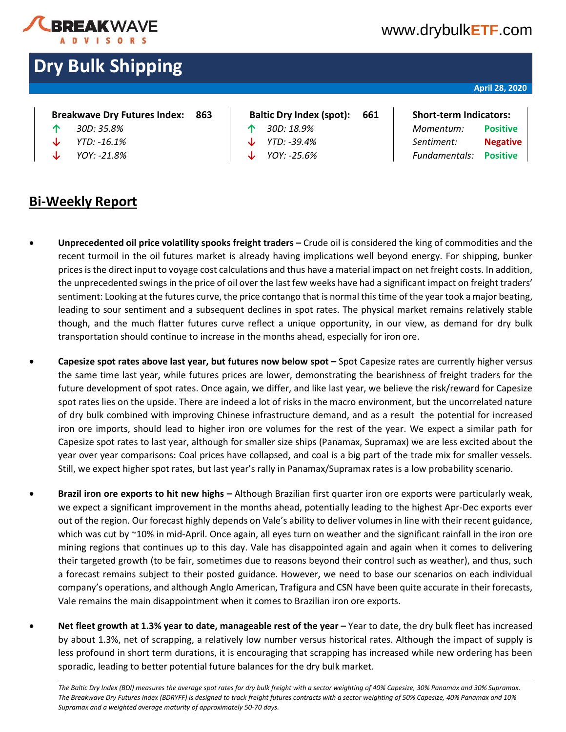BREAKWAVE ADVISORS

www.drybulkETF.com

# Dry Bulk Shipping

**April 28, 2020**

| **Breakwave Dry Futures Index:** | **863** | **Baltic Dry Index (spot):** | **661** | **Short-term Indicators:** | |
|---|---|---|---|---|---|
| ↑ *30D: 35.8%* | | ↑ *30D: 18.9%* | | *Momentum:* | **Positive** |
| ↓ *YTD: -16.1%* | | ↓ *YTD: -39.4%* | | *Sentiment:* | **Negative** |
| ↓ *YOY: -21.8%* | | ↓ *YOY: -25.6%* | | *Fundamentals:* | **Positive** |

## Bi-Weekly Report

- **Unprecedented oil price volatility spooks freight traders –** Crude oil is considered the king of commodities and the recent turmoil in the oil futures market is already having implications well beyond energy. For shipping, bunker prices is the direct input to voyage cost calculations and thus have a material impact on net freight costs. In addition, the unprecedented swings in the price of oil over the last few weeks have had a significant impact on freight traders' sentiment: Looking at the futures curve, the price contango that is normal this time of the year took a major beating, leading to sour sentiment and a subsequent declines in spot rates. The physical market remains relatively stable though, and the much flatter futures curve reflect a unique opportunity, in our view, as demand for dry bulk transportation should continue to increase in the months ahead, especially for iron ore.

- **Capesize spot rates above last year, but futures now below spot –** Spot Capesize rates are currently higher versus the same time last year, while futures prices are lower, demonstrating the bearishness of freight traders for the future development of spot rates. Once again, we differ, and like last year, we believe the risk/reward for Capesize spot rates lies on the upside. There are indeed a lot of risks in the macro environment, but the uncorrelated nature of dry bulk combined with improving Chinese infrastructure demand, and as a result the potential for increased iron ore imports, should lead to higher iron ore volumes for the rest of the year. We expect a similar path for Capesize spot rates to last year, although for smaller size ships (Panamax, Supramax) we are less excited about the year over year comparisons: Coal prices have collapsed, and coal is a big part of the trade mix for smaller vessels. Still, we expect higher spot rates, but last year's rally in Panamax/Supramax rates is a low probability scenario.

- **Brazil iron ore exports to hit new highs –** Although Brazilian first quarter iron ore exports were particularly weak, we expect a significant improvement in the months ahead, potentially leading to the highest Apr-Dec exports ever out of the region. Our forecast highly depends on Vale's ability to deliver volumes in line with their recent guidance, which was cut by ~10% in mid-April. Once again, all eyes turn on weather and the significant rainfall in the iron ore mining regions that continues up to this day. Vale has disappointed again and again when it comes to delivering their targeted growth (to be fair, sometimes due to reasons beyond their control such as weather), and thus, such a forecast remains subject to their posted guidance. However, we need to base our scenarios on each individual company's operations, and although Anglo American, Trafigura and CSN have been quite accurate in their forecasts, Vale remains the main disappointment when it comes to Brazilian iron ore exports.

- **Net fleet growth at 1.3% year to date, manageable rest of the year –** Year to date, the dry bulk fleet has increased by about 1.3%, net of scrapping, a relatively low number versus historical rates. Although the impact of supply is less profound in short term durations, it is encouraging that scrapping has increased while new ordering has been sporadic, leading to better potential future balances for the dry bulk market.

*The Baltic Dry Index (BDI) measures the average spot rates for dry bulk freight with a sector weighting of 40% Capesize, 30% Panamax and 30% Supramax. The Breakwave Dry Futures Index (BDRYFF) is designed to track freight futures contracts with a sector weighting of 50% Capesize, 40% Panamax and 10% Supramax and a weighted average maturity of approximately 50-70 days.*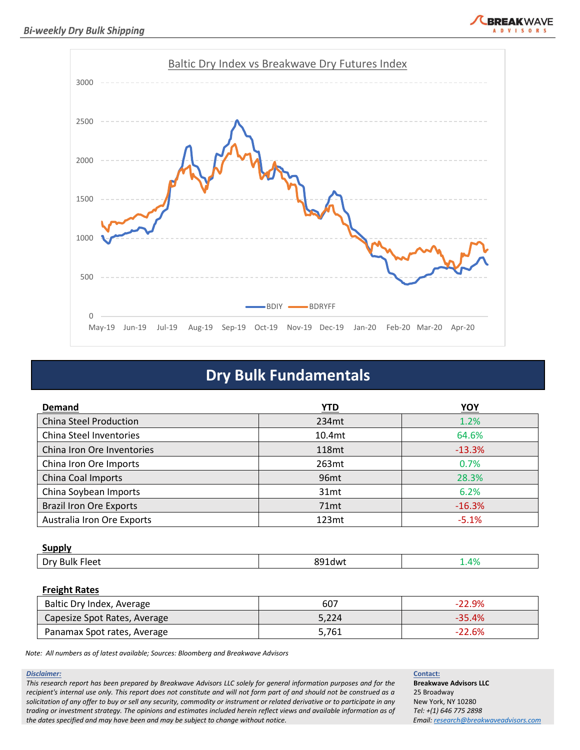Baltic Dry Index vs Breakwave Dry Futures Index

3000
2500
2000
1500
1000
500
0

BDIY
BDRYFF

May-19 Jun-19 Jul-19 Aug-19 Sep-19 Oct-19 Nov-19 Dec-19 Jan-20 Feb-20 Mar-20 Apr-20

## Dry Bulk Fundamentals

| Demand | YTD | YOY |
|---|---|---|
| China Steel Production | 234mt | 1.2% |
| China Steel Inventories | 10.4mt | 64.6% |
| China Iron Ore Inventories | 118mt | -13.3% |
| China Iron Ore Imports | 263mt | 0.7% |
| China Coal Imports | 96mt | 28.3% |
| China Soybean Imports | 31mt | 6.2% |
| Brazil Iron Ore Exports | 71mt | -16.3% |
| Australia Iron Ore Exports | 123mt | -5.1% |

**Supply**

| | | |
|---|---|---|
| Dry Bulk Fleet | 891dwt | 1.4% |

**Freight Rates**

| | | |
|---|---|---|
| Baltic Dry Index, Average | 607 | -22.9% |
| Capesize Spot Rates, Average | 5,224 | -35.4% |
| Panamax Spot rates, Average | 5,761 | -22.6% |

*Note: All numbers as of latest available; Sources: Bloomberg and Breakwave Advisors*

**Disclaimer:**

*This research report has been prepared by Breakwave Advisors LLC solely for general information purposes and for the recipient's internal use only. This report does not constitute and will not form part of and should not be construed as a solicitation of any offer to buy or sell any security, commodity or instrument or related derivative or to participate in any trading or investment strategy. The opinions and estimates included herein reflect views and available information as of the dates specified and may have been and may be subject to change without notice.*

**Contact:**

**Breakwave Advisors LLC**
25 Broadway
New York, NY 10280
*Tel: +(1) 646 775 2898*
*Email: research@breakwaveadvisors.com*